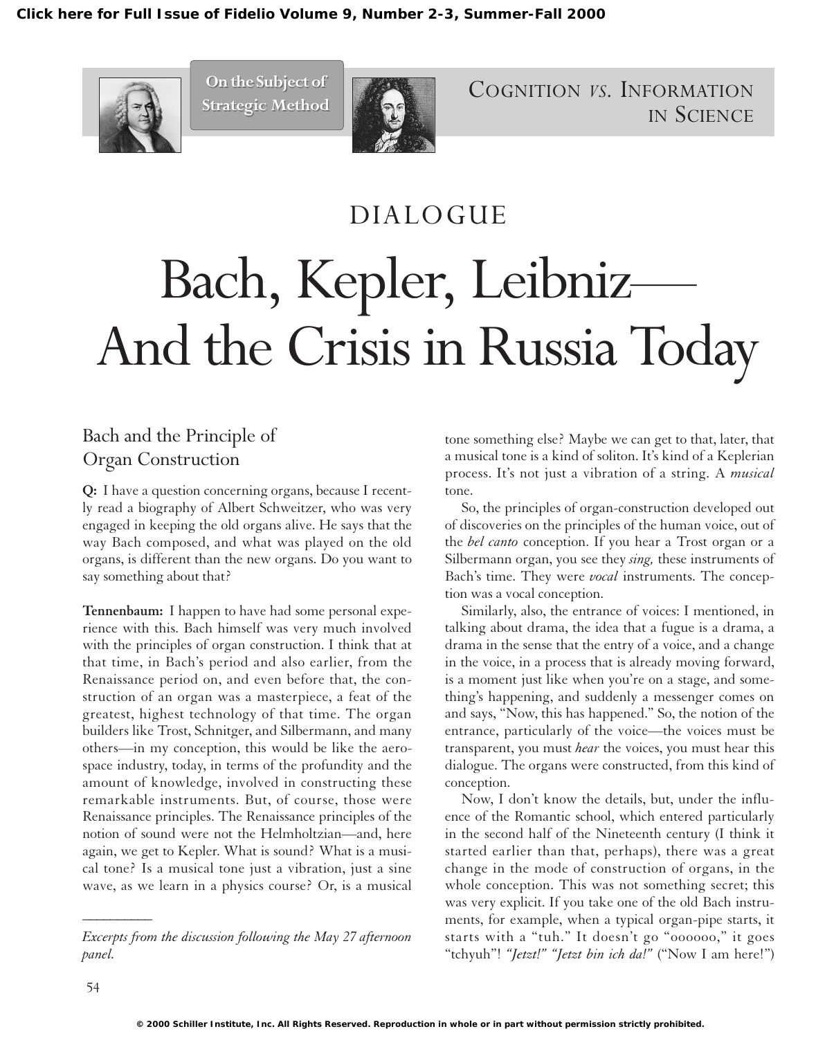On the Subject of Strategic Method

COGNITION *VS.* INFORMATION IN SCIENCE

DIALOGUE

# Bach, Kepler, Leibniz— And the Crisis in Russia Today

## Bach and the Principle of Organ Construction

**Q:** I have a question concerning organs, because I recently read a biography of Albert Schweitzer, who was very engaged in keeping the old organs alive. He says that the way Bach composed, and what was played on the old organs, is different than the new organs. Do you want to say something about that?

**Tennenbaum:** I happen to have had some personal experience with this. Bach himself was very much involved with the principles of organ construction. I think that at that time, in Bach's period and also earlier, from the Renaissance period on, and even before that, the construction of an organ was a masterpiece, a feat of the greatest, highest technology of that time. The organ builders like Trost, Schnitger, and Silbermann, and many others—in my conception, this would be like the aerospace industry, today, in terms of the profundity and the amount of knowledge, involved in constructing these remarkable instruments. But, of course, those were Renaissance principles. The Renaissance principles of the notion of sound were not the Helmholtzian—and, here again, we get to Kepler. What is sound? What is a musical tone? Is a musical tone just a vibration, just a sine wave, as we learn in a physics course? Or, is a musical tone something else? Maybe we can get to that, later, that a musical tone is a kind of soliton. It's kind of a Keplerian process. It's not just a vibration of a string. A *musical* tone.

So, the principles of organ-construction developed out of discoveries on the principles of the human voice, out of the *bel canto* conception. If you hear a Trost organ or a Silbermann organ, you see they *sing,* these instruments of Bach's time. They were *vocal* instruments. The conception was a vocal conception.

Similarly, also, the entrance of voices: I mentioned, in talking about drama, the idea that a fugue is a drama, a drama in the sense that the entry of a voice, and a change in the voice, in a process that is already moving forward, is a moment just like when you're on a stage, and something's happening, and suddenly a messenger comes on and says, "Now, this has happened." So, the notion of the entrance, particularly of the voice—the voices must be transparent, you must *hear* the voices, you must hear this dialogue. The organs were constructed, from this kind of conception.

Now, I don't know the details, but, under the influence of the Romantic school, which entered particularly in the second half of the Nineteenth century (I think it started earlier than that, perhaps), there was a great change in the mode of construction of organs, in the whole conception. This was not something secret; this was very explicit. If you take one of the old Bach instruments, for example, when a typical organ-pipe starts, it starts with a "tuh." It doesn't go "oooooo," it goes "tchyuh"! *"Jetzt!" "Jetzt bin ich da!"* ("Now I am here!")

---

*Excerpts from the discussion following the May 27 afternoon panel.*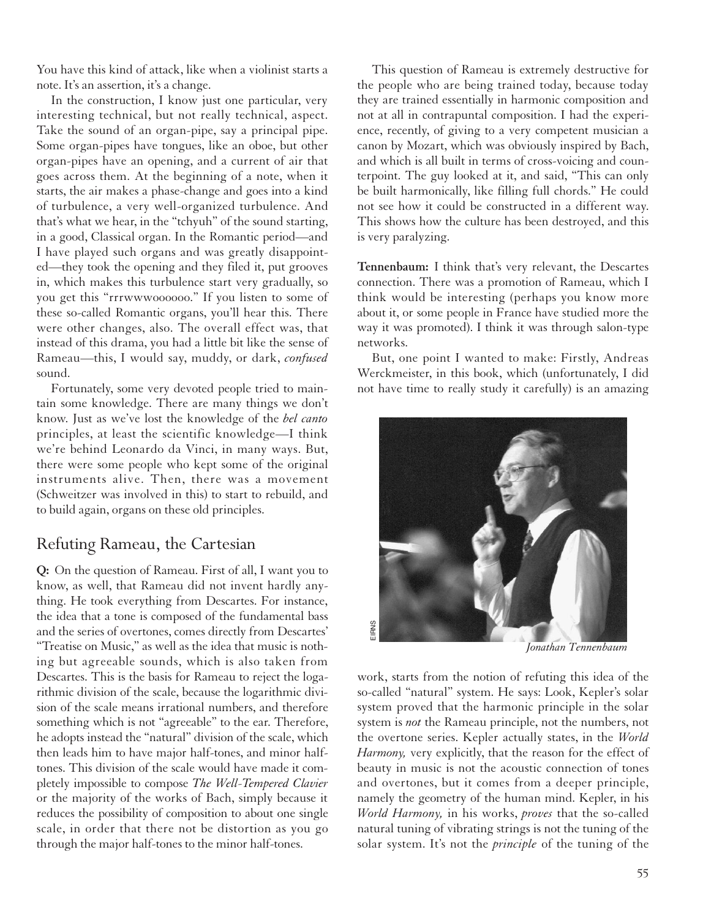You have this kind of attack, like when a violinist starts a note. It's an assertion, it's a change.

In the construction, I know just one particular, very interesting technical, but not really technical, aspect. Take the sound of an organ-pipe, say a principal pipe. Some organ-pipes have tongues, like an oboe, but other organ-pipes have an opening, and a current of air that goes across them. At the beginning of a note, when it starts, the air makes a phase-change and goes into a kind of turbulence, a very well-organized turbulence. And that's what we hear, in the "tchyuh" of the sound starting, in a good, Classical organ. In the Romantic period—and I have played such organs and was greatly disappointed—they took the opening and they filed it, put grooves in, which makes this turbulence start very gradually, so you get this "rrrwwwoooooo." If you listen to some of these so-called Romantic organs, you'll hear this. There were other changes, also. The overall effect was, that instead of this drama, you had a little bit like the sense of Rameau—this, I would say, muddy, or dark, *confused* sound.

Fortunately, some very devoted people tried to maintain some knowledge. There are many things we don't know. Just as we've lost the knowledge of the *bel canto* principles, at least the scientific knowledge—I think we're behind Leonardo da Vinci, in many ways. But, there were some people who kept some of the original instruments alive. Then, there was a movement (Schweitzer was involved in this) to start to rebuild, and to build again, organs on these old principles.

## Refuting Rameau, the Cartesian

**Q:** On the question of Rameau. First of all, I want you to know, as well, that Rameau did not invent hardly anything. He took everything from Descartes. For instance, the idea that a tone is composed of the fundamental bass and the series of overtones, comes directly from Descartes' "Treatise on Music," as well as the idea that music is nothing but agreeable sounds, which is also taken from Descartes. This is the basis for Rameau to reject the logarithmic division of the scale, because the logarithmic division of the scale means irrational numbers, and therefore something which is not "agreeable" to the ear. Therefore, he adopts instead the "natural" division of the scale, which then leads him to have major half-tones, and minor half-tones. This division of the scale would have made it completely impossible to compose *The Well-Tempered Clavier* or the majority of the works of Bach, simply because it reduces the possibility of composition to about one single scale, in order that there not be distortion as you go through the major half-tones to the minor half-tones.

This question of Rameau is extremely destructive for the people who are being trained today, because today they are trained essentially in harmonic composition and not at all in contrapuntal composition. I had the experience, recently, of giving to a very competent musician a canon by Mozart, which was obviously inspired by Bach, and which is all built in terms of cross-voicing and counterpoint. The guy looked at it, and said, "This can only be built harmonically, like filling full chords." He could not see how it could be constructed in a different way. This shows how the culture has been destroyed, and this is very paralyzing.

**Tennenbaum:** I think that's very relevant, the Descartes connection. There was a promotion of Rameau, which I think would be interesting (perhaps you know more about it, or some people in France have studied more the way it was promoted). I think it was through salon-type networks.

But, one point I wanted to make: Firstly, Andreas Werckmeister, in this book, which (unfortunately, I did not have time to really study it carefully) is an amazing work, starts from the notion of refuting this idea of the so-called "natural" system. He says: Look, Kepler's solar system proved that the harmonic principle in the solar system is *not* the Rameau principle, not the numbers, not the overtone series. Kepler actually states, in the *World Harmony,* very explicitly, that the reason for the effect of beauty in music is not the acoustic connection of tones and overtones, but it comes from a deeper principle, namely the geometry of the human mind. Kepler, in his *World Harmony,* in his works, *proves* that the so-called natural tuning of vibrating strings is not the tuning of the solar system. It's not the *principle* of the tuning of the

EIRNS

*Jonathan Tennenbaum*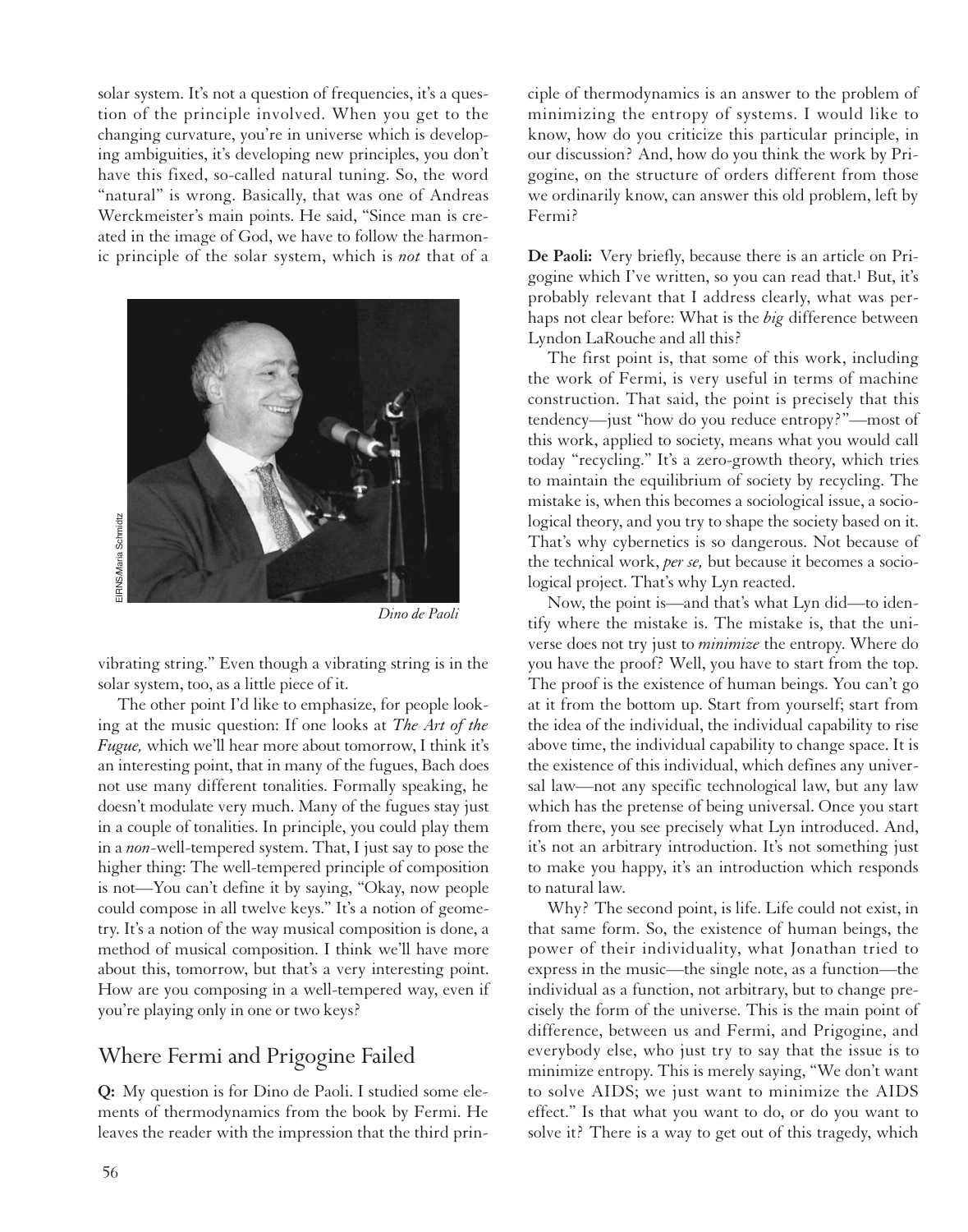solar system. It's not a question of frequencies, it's a question of the principle involved. When you get to the changing curvature, you're in universe which is developing ambiguities, it's developing new principles, you don't have this fixed, so-called natural tuning. So, the word "natural" is wrong. Basically, that was one of Andreas Werckmeister's main points. He said, "Since man is created in the image of God, we have to follow the harmonic principle of the solar system, which is *not* that of a vibrating string." Even though a vibrating string is in the solar system, too, as a little piece of it.

*Dino de Paoli*

The other point I'd like to emphasize, for people looking at the music question: If one looks at *The Art of the Fugue,* which we'll hear more about tomorrow, I think it's an interesting point, that in many of the fugues, Bach does not use many different tonalities. Formally speaking, he doesn't modulate very much. Many of the fugues stay just in a couple of tonalities. In principle, you could play them in a *non*-well-tempered system. That, I just say to pose the higher thing: The well-tempered principle of composition is not—You can't define it by saying, "Okay, now people could compose in all twelve keys." It's a notion of geometry. It's a notion of the way musical composition is done, a method of musical composition. I think we'll have more about this, tomorrow, but that's a very interesting point. How are you composing in a well-tempered way, even if you're playing only in one or two keys?

## Where Fermi and Prigogine Failed

**Q:** My question is for Dino de Paoli. I studied some elements of thermodynamics from the book by Fermi. He leaves the reader with the impression that the third principle of thermodynamics is an answer to the problem of minimizing the entropy of systems. I would like to know, how do you criticize this particular principle, in our discussion? And, how do you think the work by Prigogine, on the structure of orders different from those we ordinarily know, can answer this old problem, left by Fermi?

**De Paoli:** Very briefly, because there is an article on Prigogine which I've written, so you can read that.[1] But, it's probably relevant that I address clearly, what was perhaps not clear before: What is the *big* difference between Lyndon LaRouche and all this?

The first point is, that some of this work, including the work of Fermi, is very useful in terms of machine construction. That said, the point is precisely that this tendency—just "how do you reduce entropy?"—most of this work, applied to society, means what you would call today "recycling." It's a zero-growth theory, which tries to maintain the equilibrium of society by recycling. The mistake is, when this becomes a sociological issue, a sociological theory, and you try to shape the society based on it. That's why cybernetics is so dangerous. Not because of the technical work, *per se,* but because it becomes a sociological project. That's why Lyn reacted.

Now, the point is—and that's what Lyn did—to identify where the mistake is. The mistake is, that the universe does not try just to *minimize* the entropy. Where do you have the proof? Well, you have to start from the top. The proof is the existence of human beings. You can't go at it from the bottom up. Start from yourself; start from the idea of the individual, the individual capability to rise above time, the individual capability to change space. It is the existence of this individual, which defines any universal law—not any specific technological law, but any law which has the pretense of being universal. Once you start from there, you see precisely what Lyn introduced. And, it's not an arbitrary introduction. It's not something just to make you happy, it's an introduction which responds to natural law.

Why? The second point, is life. Life could not exist, in that same form. So, the existence of human beings, the power of their individuality, what Jonathan tried to express in the music—the single note, as a function—the individual as a function, not arbitrary, but to change precisely the form of the universe. This is the main point of difference, between us and Fermi, and Prigogine, and everybody else, who just try to say that the issue is to minimize entropy. This is merely saying, "We don't want to solve AIDS; we just want to minimize the AIDS effect." Is that what you want to do, or do you want to solve it? There is a way to get out of this tragedy, which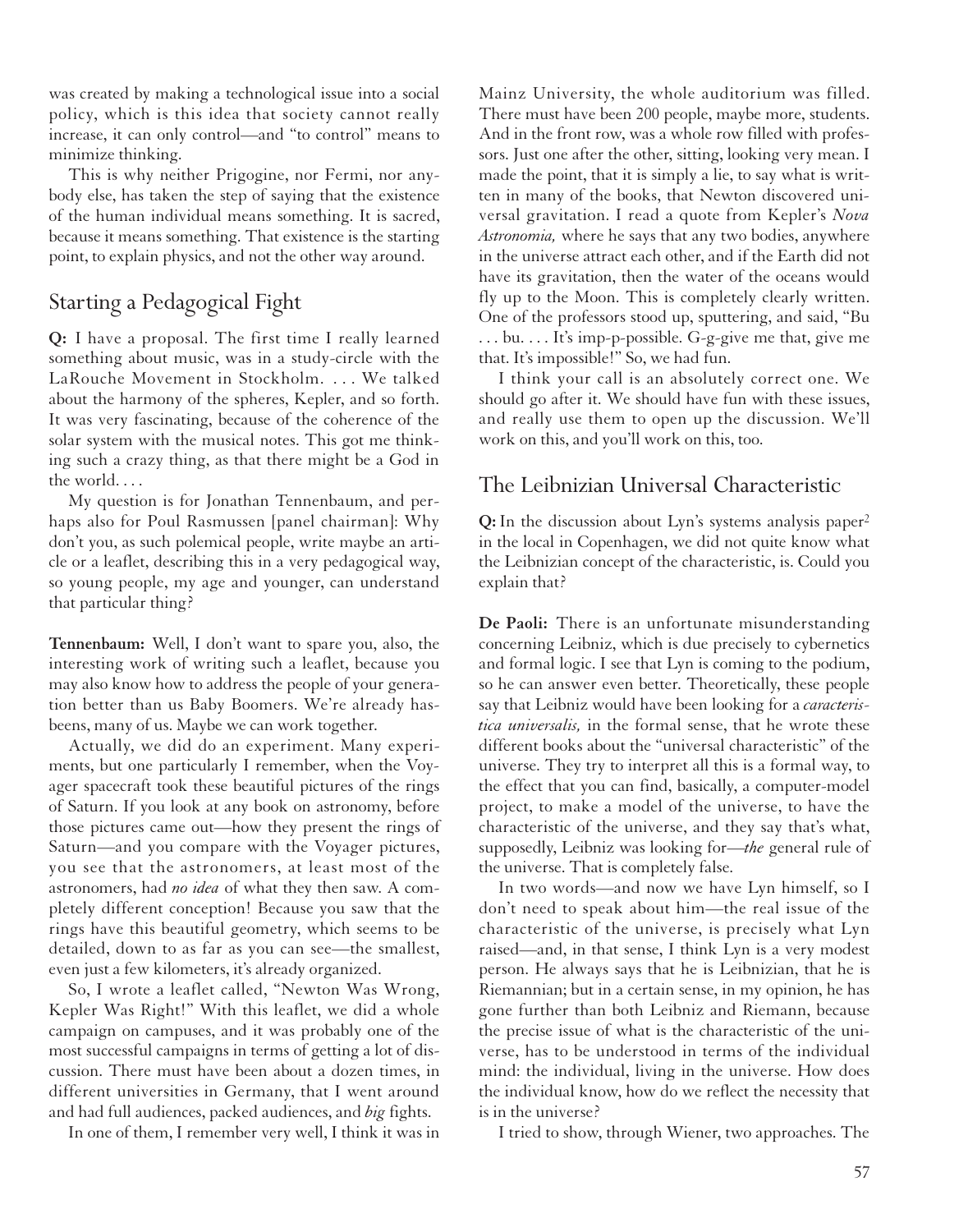was created by making a technological issue into a social policy, which is this idea that society cannot really increase, it can only control—and "to control" means to minimize thinking.

This is why neither Prigogine, nor Fermi, nor anybody else, has taken the step of saying that the existence of the human individual means something. It is sacred, because it means something. That existence is the starting point, to explain physics, and not the other way around.

## Starting a Pedagogical Fight

**Q:** I have a proposal. The first time I really learned something about music, was in a study-circle with the LaRouche Movement in Stockholm. . . . We talked about the harmony of the spheres, Kepler, and so forth. It was very fascinating, because of the coherence of the solar system with the musical notes. This got me thinking such a crazy thing, as that there might be a God in the world. . . .

My question is for Jonathan Tennenbaum, and perhaps also for Poul Rasmussen [panel chairman]: Why don't you, as such polemical people, write maybe an article or a leaflet, describing this in a very pedagogical way, so young people, my age and younger, can understand that particular thing?

**Tennenbaum:** Well, I don't want to spare you, also, the interesting work of writing such a leaflet, because you may also know how to address the people of your generation better than us Baby Boomers. We're already has-beens, many of us. Maybe we can work together.

Actually, we did do an experiment. Many experiments, but one particularly I remember, when the Voyager spacecraft took these beautiful pictures of the rings of Saturn. If you look at any book on astronomy, before those pictures came out—how they present the rings of Saturn—and you compare with the Voyager pictures, you see that the astronomers, at least most of the astronomers, had *no idea* of what they then saw. A completely different conception! Because you saw that the rings have this beautiful geometry, which seems to be detailed, down to as far as you can see—the smallest, even just a few kilometers, it's already organized.

So, I wrote a leaflet called, "Newton Was Wrong, Kepler Was Right!" With this leaflet, we did a whole campaign on campuses, and it was probably one of the most successful campaigns in terms of getting a lot of discussion. There must have been about a dozen times, in different universities in Germany, that I went around and had full audiences, packed audiences, and *big* fights.

In one of them, I remember very well, I think it was in Mainz University, the whole auditorium was filled. There must have been 200 people, maybe more, students. And in the front row, was a whole row filled with professors. Just one after the other, sitting, looking very mean. I made the point, that it is simply a lie, to say what is written in many of the books, that Newton discovered universal gravitation. I read a quote from Kepler's *Nova Astronomia,* where he says that any two bodies, anywhere in the universe attract each other, and if the Earth did not have its gravitation, then the water of the oceans would fly up to the Moon. This is completely clearly written. One of the professors stood up, sputtering, and said, "Bu . . . bu. . . . It's imp-p-possible. G-g-give me that, give me that. It's impossible!" So, we had fun.

I think your call is an absolutely correct one. We should go after it. We should have fun with these issues, and really use them to open up the discussion. We'll work on this, and you'll work on this, too.

## The Leibnizian Universal Characteristic

**Q:** In the discussion about Lyn's systems analysis paper[2] in the local in Copenhagen, we did not quite know what the Leibnizian concept of the characteristic, is. Could you explain that?

**De Paoli:** There is an unfortunate misunderstanding concerning Leibniz, which is due precisely to cybernetics and formal logic. I see that Lyn is coming to the podium, so he can answer even better. Theoretically, these people say that Leibniz would have been looking for a *caracteristica universalis,* in the formal sense, that he wrote these different books about the "universal characteristic" of the universe. They try to interpret all this is a formal way, to the effect that you can find, basically, a computer-model project, to make a model of the universe, to have the characteristic of the universe, and they say that's what, supposedly, Leibniz was looking for—*the* general rule of the universe. That is completely false.

In two words—and now we have Lyn himself, so I don't need to speak about him—the real issue of the characteristic of the universe, is precisely what Lyn raised—and, in that sense, I think Lyn is a very modest person. He always says that he is Leibnizian, that he is Riemannian; but in a certain sense, in my opinion, he has gone further than both Leibniz and Riemann, because the precise issue of what is the characteristic of the universe, has to be understood in terms of the individual mind: the individual, living in the universe. How does the individual know, how do we reflect the necessity that is in the universe?

I tried to show, through Wiener, two approaches. The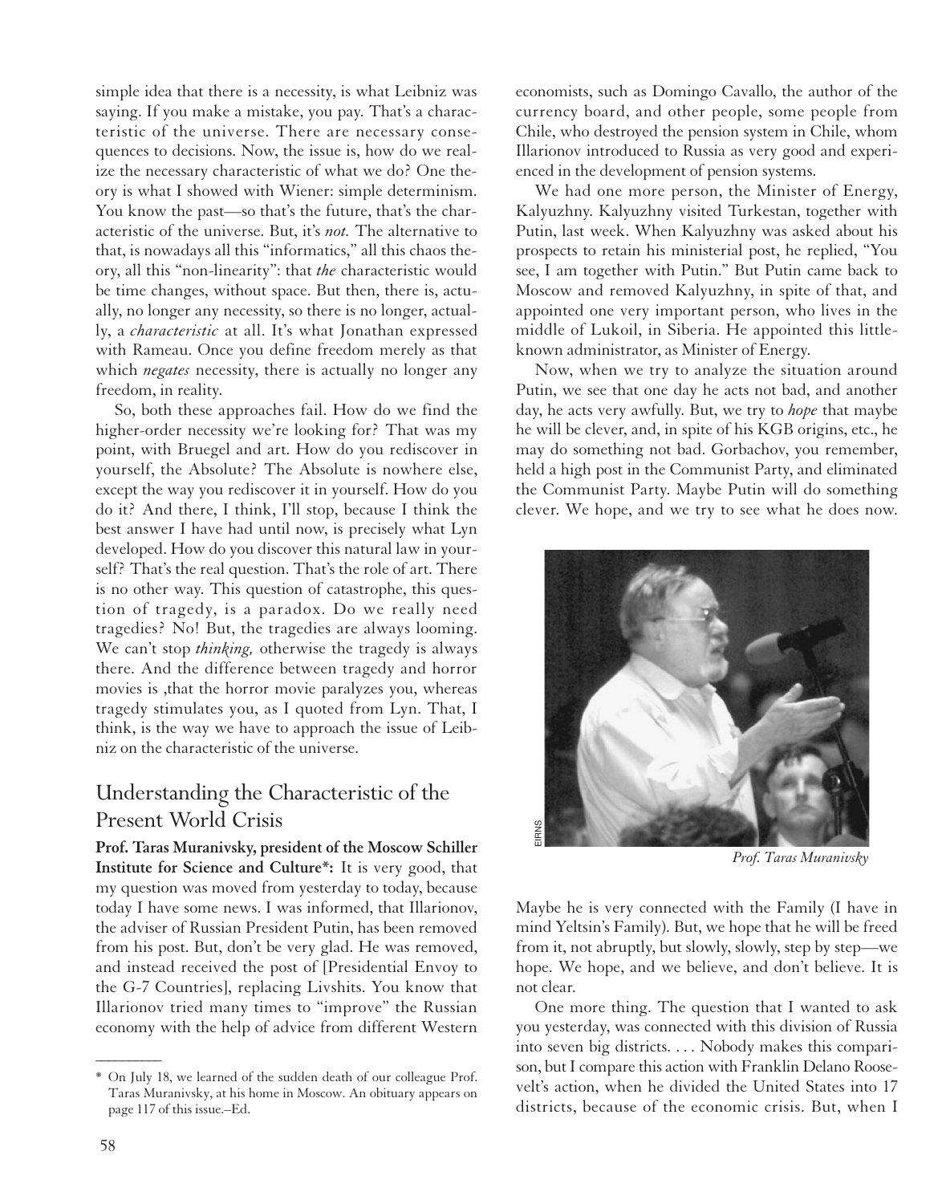simple idea that there is a necessity, is what Leibniz was saying. If you make a mistake, you pay. That's a characteristic of the universe. There are necessary consequences to decisions. Now, the issue is, how do we realize the necessary characteristic of what we do? One theory is what I showed with Wiener: simple determinism. You know the past—so that's the future, that's the characteristic of the universe. But, it's *not.* The alternative to that, is nowadays all this "informatics," all this chaos theory, all this "non-linearity": that *the* characteristic would be time changes, without space. But then, there is, actually, no longer any necessity, so there is no longer, actually, a *characteristic* at all. It's what Jonathan expressed with Rameau. Once you define freedom merely as that which *negates* necessity, there is actually no longer any freedom, in reality.

So, both these approaches fail. How do we find the higher-order necessity we're looking for? That was my point, with Bruegel and art. How do you rediscover in yourself, the Absolute? The Absolute is nowhere else, except the way you rediscover it in yourself. How do you do it? And there, I think, I'll stop, because I think the best answer I have had until now, is precisely what Lyn developed. How do you discover this natural law in yourself? That's the real question. That's the role of art. There is no other way. This question of catastrophe, this question of tragedy, is a paradox. Do we really need tragedies? No! But, the tragedies are always looming. We can't stop *thinking,* otherwise the tragedy is always there. And the difference between tragedy and horror movies is ,that the horror movie paralyzes you, whereas tragedy stimulates you, as I quoted from Lyn. That, I think, is the way we have to approach the issue of Leibniz on the characteristic of the universe.

## Understanding the Characteristic of the Present World Crisis

**Prof. Taras Muranivsky, president of the Moscow Schiller Institute for Science and Culture*:** It is very good, that my question was moved from yesterday to today, because today I have some news. I was informed, that Illarionov, the adviser of Russian President Putin, has been removed from his post. But, don't be very glad. He was removed, and instead received the post of [Presidential Envoy to the G-7 Countries], replacing Livshits. You know that Illarionov tried many times to "improve" the Russian economy with the help of advice from different Western economists, such as Domingo Cavallo, the author of the currency board, and other people, some people from Chile, who destroyed the pension system in Chile, whom Illarionov introduced to Russia as very good and experienced in the development of pension systems.

We had one more person, the Minister of Energy, Kalyuzhny. Kalyuzhny visited Turkestan, together with Putin, last week. When Kalyuzhny was asked about his prospects to retain his ministerial post, he replied, "You see, I am together with Putin." But Putin came back to Moscow and removed Kalyuzhny, in spite of that, and appointed one very important person, who lives in the middle of Lukoil, in Siberia. He appointed this little-known administrator, as Minister of Energy.

Now, when we try to analyze the situation around Putin, we see that one day he acts not bad, and another day, he acts very awfully. But, we try to *hope* that maybe he will be clever, and, in spite of his KGB origins, etc., he may do something not bad. Gorbachov, you remember, held a high post in the Communist Party, and eliminated the Communist Party. Maybe Putin will do something clever. We hope, and we try to see what he does now.

EIRNS

*Prof. Taras Muranivsky*

Maybe he is very connected with the Family (I have in mind Yeltsin's Family). But, we hope that he will be freed from it, not abruptly, but slowly, slowly, step by step—we hope. We hope, and we believe, and don't believe. It is not clear.

One more thing. The question that I wanted to ask you yesterday, was connected with this division of Russia into seven big districts. . . . Nobody makes this comparison, but I compare this action with Franklin Delano Roosevelt's action, when he divided the United States into 17 districts, because of the economic crisis. But, when I

---

\* On July 18, we learned of the sudden death of our colleague Prof. Taras Muranivsky, at his home in Moscow. An obituary appears on page 117 of this issue.–Ed.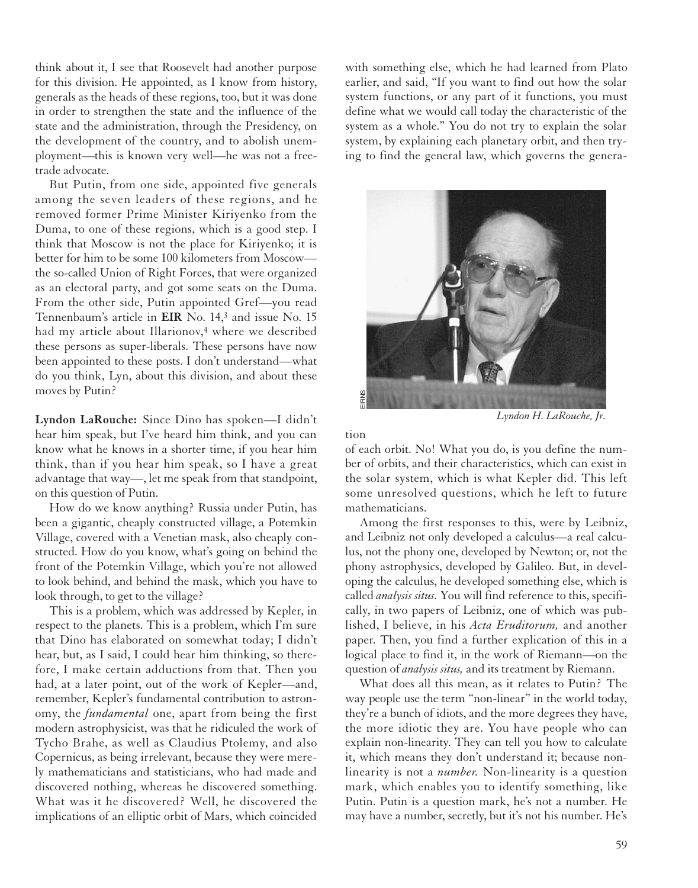think about it, I see that Roosevelt had another purpose for this division. He appointed, as I know from history, generals as the heads of these regions, too, but it was done in order to strengthen the state and the influence of the state and the administration, through the Presidency, on the development of the country, and to abolish unemployment—this is known very well—he was not a free-trade advocate.

But Putin, from one side, appointed five generals among the seven leaders of these regions, and he removed former Prime Minister Kiriyenko from the Duma, to one of these regions, which is a good step. I think that Moscow is not the place for Kiriyenko; it is better for him to be some 100 kilometers from Moscow—the so-called Union of Right Forces, that were organized as an electoral party, and got some seats on the Duma. From the other side, Putin appointed Gref—you read Tennenbaum's article in **EIR** No. 14,[3] and issue No. 15 had my article about Illarionov,[4] where we described these persons as super-liberals. These persons have now been appointed to these posts. I don't understand—what do you think, Lyn, about this division, and about these moves by Putin?

**Lyndon LaRouche:** Since Dino has spoken—I didn't hear him speak, but I've heard him think, and you can know what he knows in a shorter time, if you hear him think, than if you hear him speak, so I have a great advantage that way—, let me speak from that standpoint, on this question of Putin.

How do we know anything? Russia under Putin, has been a gigantic, cheaply constructed village, a Potemkin Village, covered with a Venetian mask, also cheaply constructed. How do you know, what's going on behind the front of the Potemkin Village, which you're not allowed to look behind, and behind the mask, which you have to look through, to get to the village?

This is a problem, which was addressed by Kepler, in respect to the planets. This is a problem, which I'm sure that Dino has elaborated on somewhat today; I didn't hear, but, as I said, I could hear him thinking, so therefore, I make certain adductions from that. Then you had, at a later point, out of the work of Kepler—and, remember, Kepler's fundamental contribution to astronomy, the *fundamental* one, apart from being the first modern astrophysicist, was that he ridiculed the work of Tycho Brahe, as well as Claudius Ptolemy, and also Copernicus, as being irrelevant, because they were merely mathematicians and statisticians, who had made and discovered nothing, whereas he discovered something. What was it he discovered? Well, he discovered the implications of an elliptic orbit of Mars, which coincided with something else, which he had learned from Plato earlier, and said, "If you want to find out how the solar system functions, or any part of it functions, you must define what we would call today the characteristic of the system as a whole." You do not try to explain the solar system, by explaining each planetary orbit, and then trying to find the general law, which governs the generation of each orbit. No! What you do, is you define the number of orbits, and their characteristics, which can exist in the solar system, which is what Kepler did. This left some unresolved questions, which he left to future mathematicians.

*Lyndon H. LaRouche, Jr.*

Among the first responses to this, were by Leibniz, and Leibniz not only developed a calculus—a real calculus, not the phony one, developed by Newton; or, not the phony astrophysics, developed by Galileo. But, in developing the calculus, he developed something else, which is called *analysis situs*. You will find reference to this, specifically, in two papers of Leibniz, one of which was published, I believe, in his *Acta Eruditorum,* and another paper. Then, you find a further explication of this in a logical place to find it, in the work of Riemann—on the question of *analysis situs,* and its treatment by Riemann.

What does all this mean, as it relates to Putin? The way people use the term "non-linear" in the world today, they're a bunch of idiots, and the more degrees they have, the more idiotic they are. You have people who can explain non-linearity. They can tell you how to calculate it, which means they don't understand it; because non-linearity is not a *number.* Non-linearity is a question mark, which enables you to identify something, like Putin. Putin is a question mark, he's not a number. He may have a number, secretly, but it's not his number. He's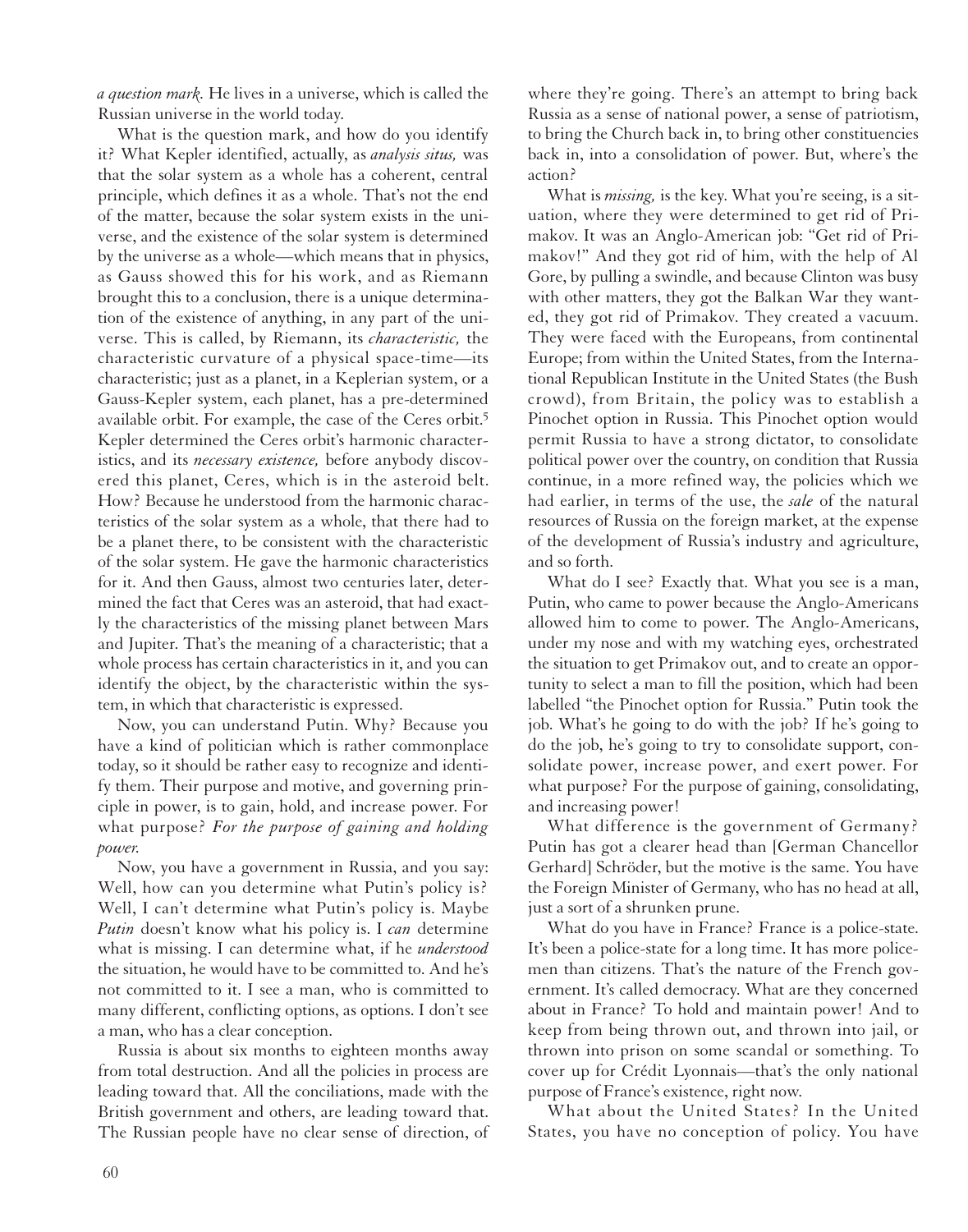*a question mark.* He lives in a universe, which is called the Russian universe in the world today.

What is the question mark, and how do you identify it? What Kepler identified, actually, as *analysis situs,* was that the solar system as a whole has a coherent, central principle, which defines it as a whole. That's not the end of the matter, because the solar system exists in the universe, and the existence of the solar system is determined by the universe as a whole—which means that in physics, as Gauss showed this for his work, and as Riemann brought this to a conclusion, there is a unique determination of the existence of anything, in any part of the universe. This is called, by Riemann, its *characteristic,* the characteristic curvature of a physical space-time—its characteristic; just as a planet, in a Keplerian system, or a Gauss-Kepler system, each planet, has a pre-determined available orbit. For example, the case of the Ceres orbit.[5] Kepler determined the Ceres orbit's harmonic characteristics, and its *necessary existence,* before anybody discovered this planet, Ceres, which is in the asteroid belt. How? Because he understood from the harmonic characteristics of the solar system as a whole, that there had to be a planet there, to be consistent with the characteristic of the solar system. He gave the harmonic characteristics for it. And then Gauss, almost two centuries later, determined the fact that Ceres was an asteroid, that had exactly the characteristics of the missing planet between Mars and Jupiter. That's the meaning of a characteristic; that a whole process has certain characteristics in it, and you can identify the object, by the characteristic within the system, in which that characteristic is expressed.

Now, you can understand Putin. Why? Because you have a kind of politician which is rather commonplace today, so it should be rather easy to recognize and identify them. Their purpose and motive, and governing principle in power, is to gain, hold, and increase power. For what purpose? *For the purpose of gaining and holding power.*

Now, you have a government in Russia, and you say: Well, how can you determine what Putin's policy is? Well, I can't determine what Putin's policy is. Maybe *Putin* doesn't know what his policy is. I *can* determine what is missing. I can determine what, if he *understood* the situation, he would have to be committed to. And he's not committed to it. I see a man, who is committed to many different, conflicting options, as options. I don't see a man, who has a clear conception.

Russia is about six months to eighteen months away from total destruction. And all the policies in process are leading toward that. All the conciliations, made with the British government and others, are leading toward that. The Russian people have no clear sense of direction, of where they're going. There's an attempt to bring back Russia as a sense of national power, a sense of patriotism, to bring the Church back in, to bring other constituencies back in, into a consolidation of power. But, where's the action?

What is *missing,* is the key. What you're seeing, is a situation, where they were determined to get rid of Primakov. It was an Anglo-American job: "Get rid of Primakov!" And they got rid of him, with the help of Al Gore, by pulling a swindle, and because Clinton was busy with other matters, they got the Balkan War they wanted, they got rid of Primakov. They created a vacuum. They were faced with the Europeans, from continental Europe; from within the United States, from the International Republican Institute in the United States (the Bush crowd), from Britain, the policy was to establish a Pinochet option in Russia. This Pinochet option would permit Russia to have a strong dictator, to consolidate political power over the country, on condition that Russia continue, in a more refined way, the policies which we had earlier, in terms of the use, the *sale* of the natural resources of Russia on the foreign market, at the expense of the development of Russia's industry and agriculture, and so forth.

What do I see? Exactly that. What you see is a man, Putin, who came to power because the Anglo-Americans allowed him to come to power. The Anglo-Americans, under my nose and with my watching eyes, orchestrated the situation to get Primakov out, and to create an opportunity to select a man to fill the position, which had been labelled "the Pinochet option for Russia." Putin took the job. What's he going to do with the job? If he's going to do the job, he's going to try to consolidate support, consolidate power, increase power, and exert power. For what purpose? For the purpose of gaining, consolidating, and increasing power!

What difference is the government of Germany? Putin has got a clearer head than [German Chancellor Gerhard] Schröder, but the motive is the same. You have the Foreign Minister of Germany, who has no head at all, just a sort of a shrunken prune.

What do you have in France? France is a police-state. It's been a police-state for a long time. It has more policemen than citizens. That's the nature of the French government. It's called democracy. What are they concerned about in France? To hold and maintain power! And to keep from being thrown out, and thrown into jail, or thrown into prison on some scandal or something. To cover up for Crédit Lyonnais—that's the only national purpose of France's existence, right now.

What about the United States? In the United States, you have no conception of policy. You have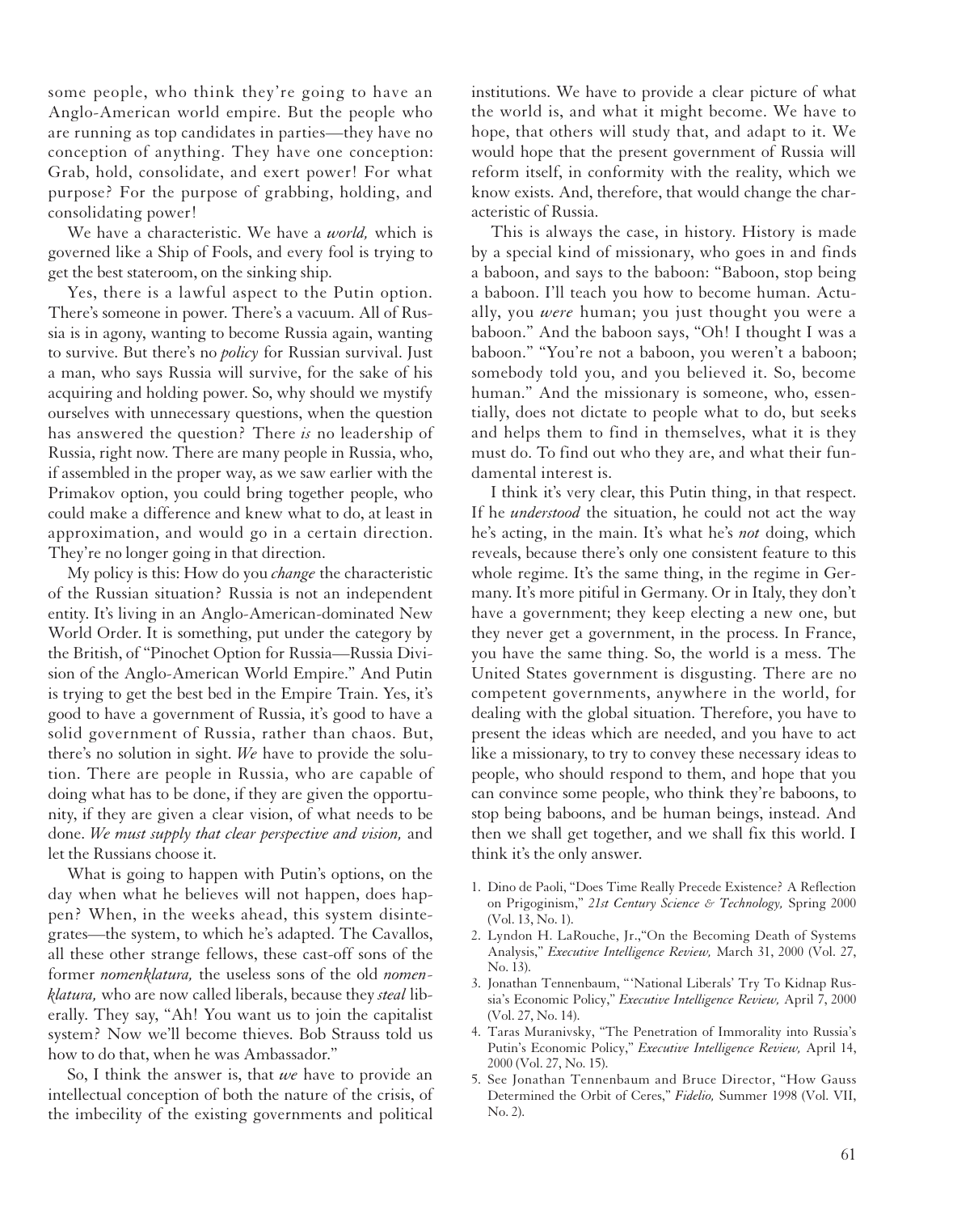some people, who think they're going to have an Anglo-American world empire. But the people who are running as top candidates in parties—they have no conception of anything. They have one conception: Grab, hold, consolidate, and exert power! For what purpose? For the purpose of grabbing, holding, and consolidating power!

We have a characteristic. We have a *world,* which is governed like a Ship of Fools, and every fool is trying to get the best stateroom, on the sinking ship.

Yes, there is a lawful aspect to the Putin option. There's someone in power. There's a vacuum. All of Russia is in agony, wanting to become Russia again, wanting to survive. But there's no *policy* for Russian survival. Just a man, who says Russia will survive, for the sake of his acquiring and holding power. So, why should we mystify ourselves with unnecessary questions, when the question has answered the question? There *is* no leadership of Russia, right now. There are many people in Russia, who, if assembled in the proper way, as we saw earlier with the Primakov option, you could bring together people, who could make a difference and knew what to do, at least in approximation, and would go in a certain direction. They're no longer going in that direction.

My policy is this: How do you *change* the characteristic of the Russian situation? Russia is not an independent entity. It's living in an Anglo-American-dominated New World Order. It is something, put under the category by the British, of "Pinochet Option for Russia—Russia Division of the Anglo-American World Empire." And Putin is trying to get the best bed in the Empire Train. Yes, it's good to have a government of Russia, it's good to have a solid government of Russia, rather than chaos. But, there's no solution in sight. *We* have to provide the solution. There are people in Russia, who are capable of doing what has to be done, if they are given the opportunity, if they are given a clear vision, of what needs to be done. *We must supply that clear perspective and vision,* and let the Russians choose it.

What is going to happen with Putin's options, on the day when what he believes will not happen, does happen? When, in the weeks ahead, this system disintegrates—the system, to which he's adapted. The Cavallos, all these other strange fellows, these cast-off sons of the former *nomenklatura,* the useless sons of the old *nomenklatura,* who are now called liberals, because they *steal* liberally. They say, "Ah! You want us to join the capitalist system? Now we'll become thieves. Bob Strauss told us how to do that, when he was Ambassador."

So, I think the answer is, that *we* have to provide an intellectual conception of both the nature of the crisis, of the imbecility of the existing governments and political institutions. We have to provide a clear picture of what the world is, and what it might become. We have to hope, that others will study that, and adapt to it. We would hope that the present government of Russia will reform itself, in conformity with the reality, which we know exists. And, therefore, that would change the characteristic of Russia.

This is always the case, in history. History is made by a special kind of missionary, who goes in and finds a baboon, and says to the baboon: "Baboon, stop being a baboon. I'll teach you how to become human. Actually, you *were* human; you just thought you were a baboon." And the baboon says, "Oh! I thought I was a baboon." "You're not a baboon, you weren't a baboon; somebody told you, and you believed it. So, become human." And the missionary is someone, who, essentially, does not dictate to people what to do, but seeks and helps them to find in themselves, what it is they must do. To find out who they are, and what their fundamental interest is.

I think it's very clear, this Putin thing, in that respect. If he *understood* the situation, he could not act the way he's acting, in the main. It's what he's *not* doing, which reveals, because there's only one consistent feature to this whole regime. It's the same thing, in the regime in Germany. It's more pitiful in Germany. Or in Italy, they don't have a government; they keep electing a new one, but they never get a government, in the process. In France, you have the same thing. So, the world is a mess. The United States government is disgusting. There are no competent governments, anywhere in the world, for dealing with the global situation. Therefore, you have to present the ideas which are needed, and you have to act like a missionary, to try to convey these necessary ideas to people, who should respond to them, and hope that you can convince some people, who think they're baboons, to stop being baboons, and be human beings, instead. And then we shall get together, and we shall fix this world. I think it's the only answer.

1. Dino de Paoli, "Does Time Really Precede Existence? A Reflection on Prigoginism," *21st Century Science & Technology,* Spring 2000 (Vol. 13, No. 1).
2. Lyndon H. LaRouche, Jr.,"On the Becoming Death of Systems Analysis," *Executive Intelligence Review,* March 31, 2000 (Vol. 27, No. 13).
3. Jonathan Tennenbaum, "'National Liberals' Try To Kidnap Russia's Economic Policy," *Executive Intelligence Review,* April 7, 2000 (Vol. 27, No. 14).
4. Taras Muranivsky, "The Penetration of Immorality into Russia's Putin's Economic Policy," *Executive Intelligence Review,* April 14, 2000 (Vol. 27, No. 15).
5. See Jonathan Tennenbaum and Bruce Director, "How Gauss Determined the Orbit of Ceres," *Fidelio,* Summer 1998 (Vol. VII, No. 2).